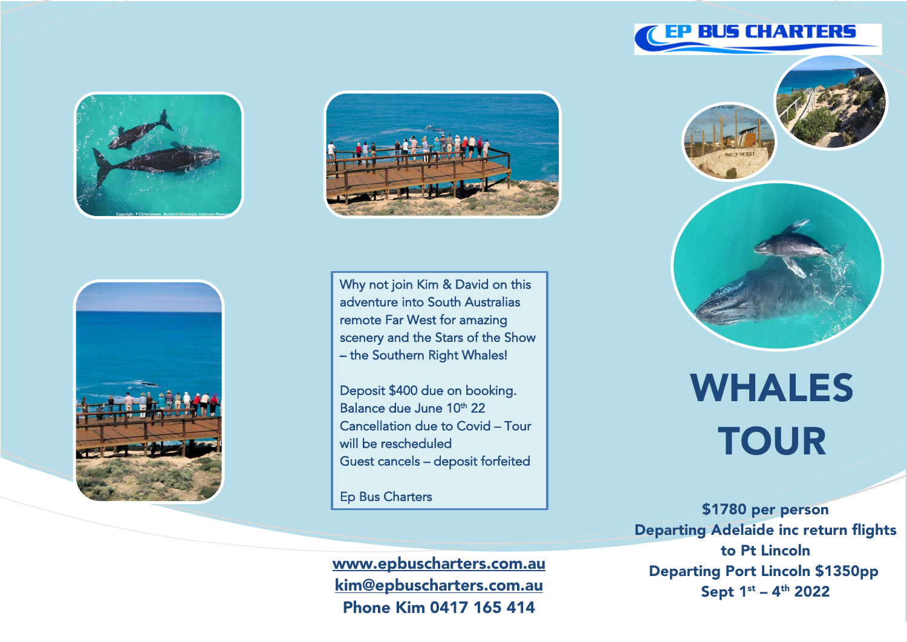EP BUS CHARTERS

# WHALES TOUR

**$1780 per person**
**Departing Adelaide inc return flights to Pt Lincoln**
**Departing Port Lincoln $1350pp**
**Sept 1st – 4th 2022**

Why not join Kim & David on this adventure into South Australias remote Far West for amazing scenery and the Stars of the Show – the Southern Right Whales!

Deposit $400 due on booking.
Balance due June 10th 22
Cancellation due to Covid – Tour will be rescheduled
Guest cancels – deposit forfeited

Ep Bus Charters

**www.epbuscharters.com.au**
**kim@epbuscharters.com.au**
**Phone Kim 0417 165 414**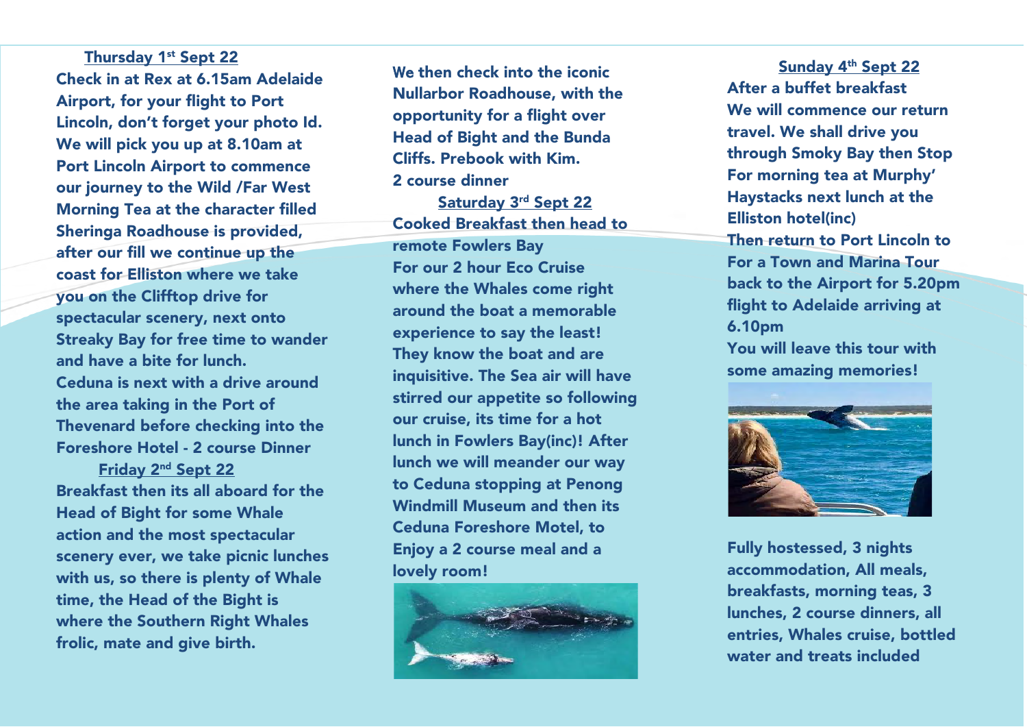**Thursday 1st Sept 22**

Check in at Rex at 6.15am Adelaide Airport, for your flight to Port Lincoln, don't forget your photo Id. We will pick you up at 8.10am at Port Lincoln Airport to commence our journey to the Wild /Far West Morning Tea at the character filled Sheringa Roadhouse is provided, after our fill we continue up the coast for Elliston where we take you on the Clifftop drive for spectacular scenery, next onto Streaky Bay for free time to wander and have a bite for lunch. Ceduna is next with a drive around the area taking in the Port of Thevenard before checking into the Foreshore Hotel - 2 course Dinner

**Friday 2nd Sept 22**

Breakfast then its all aboard for the Head of Bight for some Whale action and the most spectacular scenery ever, we take picnic lunches with us, so there is plenty of Whale time, the Head of the Bight is where the Southern Right Whales frolic, mate and give birth.

We then check into the iconic Nullarbor Roadhouse, with the opportunity for a flight over Head of Bight and the Bunda Cliffs. Prebook with Kim.
2 course dinner

**Saturday 3rd Sept 22**

Cooked Breakfast then head to remote Fowlers Bay
For our 2 hour Eco Cruise where the Whales come right around the boat a memorable experience to say the least! They know the boat and are inquisitive. The Sea air will have stirred our appetite so following our cruise, its time for a hot lunch in Fowlers Bay(inc)! After lunch we will meander our way to Ceduna stopping at Penong Windmill Museum and then its Ceduna Foreshore Motel, to Enjoy a 2 course meal and a lovely room!

**Sunday 4th Sept 22**

After a buffet breakfast
We will commence our return travel. We shall drive you through Smoky Bay then Stop For morning tea at Murphy' Haystacks next lunch at the Elliston hotel(inc)
Then return to Port Lincoln to For a Town and Marina Tour back to the Airport for 5.20pm flight to Adelaide arriving at 6.10pm
You will leave this tour with some amazing memories!

Fully hostessed, 3 nights accommodation, All meals, breakfasts, morning teas, 3 lunches, 2 course dinners, all entries, Whales cruise, bottled water and treats included